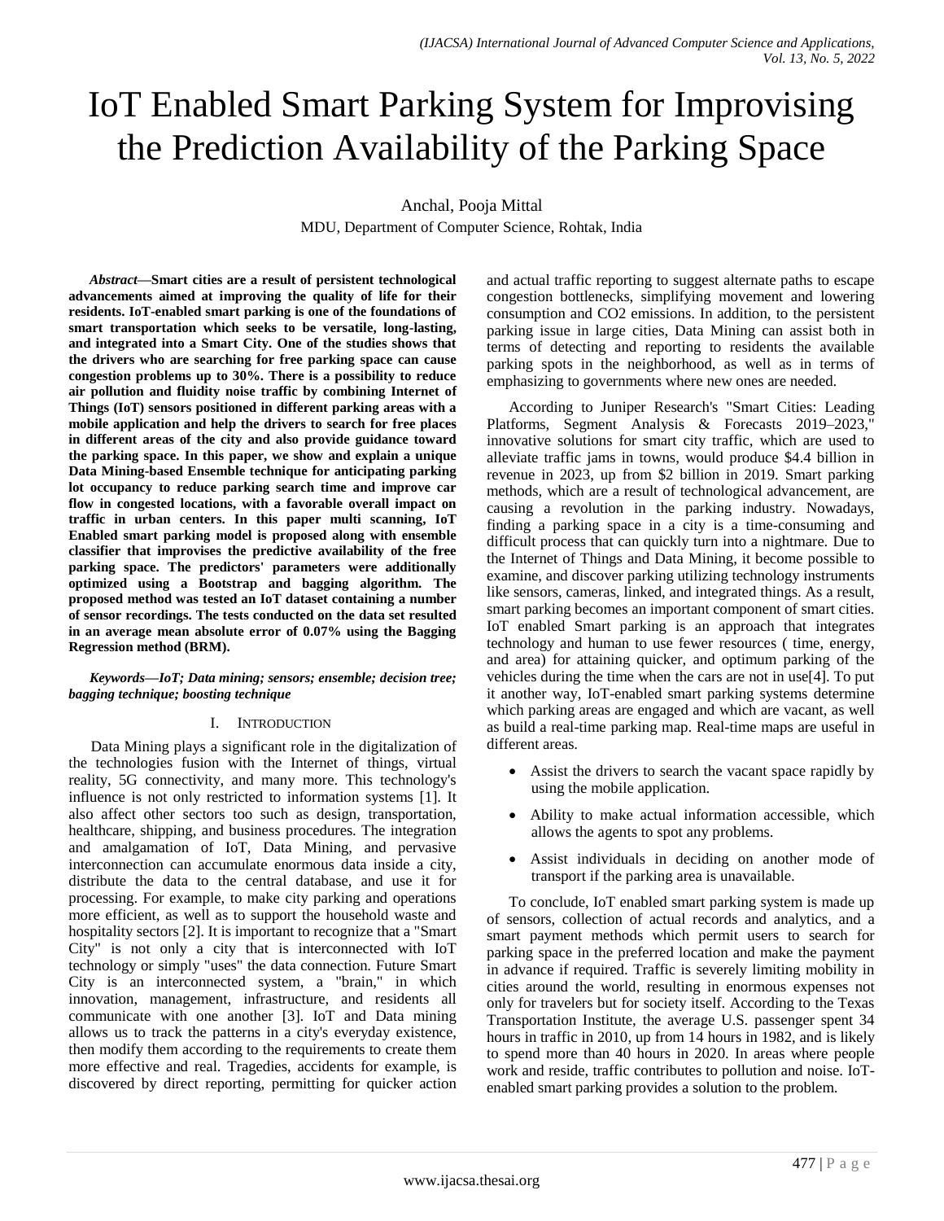# IoT Enabled Smart Parking System for Improvising the Prediction Availability of the Parking Space

Anchal, Pooja Mittal

MDU, Department of Computer Science, Rohtak, India

***Abstract*—Smart cities are a result of persistent technological advancements aimed at improving the quality of life for their residents. IoT-enabled smart parking is one of the foundations of smart transportation which seeks to be versatile, long-lasting, and integrated into a Smart City. One of the studies shows that the drivers who are searching for free parking space can cause congestion problems up to 30%. There is a possibility to reduce air pollution and fluidity noise traffic by combining Internet of Things (IoT) sensors positioned in different parking areas with a mobile application and help the drivers to search for free places in different areas of the city and also provide guidance toward the parking space. In this paper, we show and explain a unique Data Mining-based Ensemble technique for anticipating parking lot occupancy to reduce parking search time and improve car flow in congested locations, with a favorable overall impact on traffic in urban centers. In this paper multi scanning, IoT Enabled smart parking model is proposed along with ensemble classifier that improvises the predictive availability of the free parking space. The predictors' parameters were additionally optimized using a Bootstrap and bagging algorithm. The proposed method was tested an IoT dataset containing a number of sensor recordings. The tests conducted on the data set resulted in an average mean absolute error of 0.07% using the Bagging Regression method (BRM).**

***Keywords*—IoT; Data mining; sensors; ensemble; decision tree; bagging technique; boosting technique**

## I. Introduction

Data Mining plays a significant role in the digitalization of the technologies fusion with the Internet of things, virtual reality, 5G connectivity, and many more. This technology's influence is not only restricted to information systems [1]. It also affect other sectors too such as design, transportation, healthcare, shipping, and business procedures. The integration and amalgamation of IoT, Data Mining, and pervasive interconnection can accumulate enormous data inside a city, distribute the data to the central database, and use it for processing. For example, to make city parking and operations more efficient, as well as to support the household waste and hospitality sectors [2]. It is important to recognize that a "Smart City" is not only a city that is interconnected with IoT technology or simply "uses" the data connection. Future Smart City is an interconnected system, a "brain," in which innovation, management, infrastructure, and residents all communicate with one another [3]. IoT and Data mining allows us to track the patterns in a city's everyday existence, then modify them according to the requirements to create them more effective and real. Tragedies, accidents for example, is discovered by direct reporting, permitting for quicker action and actual traffic reporting to suggest alternate paths to escape congestion bottlenecks, simplifying movement and lowering consumption and CO2 emissions. In addition, to the persistent parking issue in large cities, Data Mining can assist both in terms of detecting and reporting to residents the available parking spots in the neighborhood, as well as in terms of emphasizing to governments where new ones are needed.

According to Juniper Research's "Smart Cities: Leading Platforms, Segment Analysis & Forecasts 2019–2023," innovative solutions for smart city traffic, which are used to alleviate traffic jams in towns, would produce $4.4 billion in revenue in 2023, up from $2 billion in 2019. Smart parking methods, which are a result of technological advancement, are causing a revolution in the parking industry. Nowadays, finding a parking space in a city is a time-consuming and difficult process that can quickly turn into a nightmare. Due to the Internet of Things and Data Mining, it become possible to examine, and discover parking utilizing technology instruments like sensors, cameras, linked, and integrated things. As a result, smart parking becomes an important component of smart cities. IoT enabled Smart parking is an approach that integrates technology and human to use fewer resources ( time, energy, and area) for attaining quicker, and optimum parking of the vehicles during the time when the cars are not in use[4]. To put it another way, IoT-enabled smart parking systems determine which parking areas are engaged and which are vacant, as well as build a real-time parking map. Real-time maps are useful in different areas.

- Assist the drivers to search the vacant space rapidly by using the mobile application.
- Ability to make actual information accessible, which allows the agents to spot any problems.
- Assist individuals in deciding on another mode of transport if the parking area is unavailable.

To conclude, IoT enabled smart parking system is made up of sensors, collection of actual records and analytics, and a smart payment methods which permit users to search for parking space in the preferred location and make the payment in advance if required. Traffic is severely limiting mobility in cities around the world, resulting in enormous expenses not only for travelers but for society itself. According to the Texas Transportation Institute, the average U.S. passenger spent 34 hours in traffic in 2010, up from 14 hours in 1982, and is likely to spend more than 40 hours in 2020. In areas where people work and reside, traffic contributes to pollution and noise. IoT-enabled smart parking provides a solution to the problem.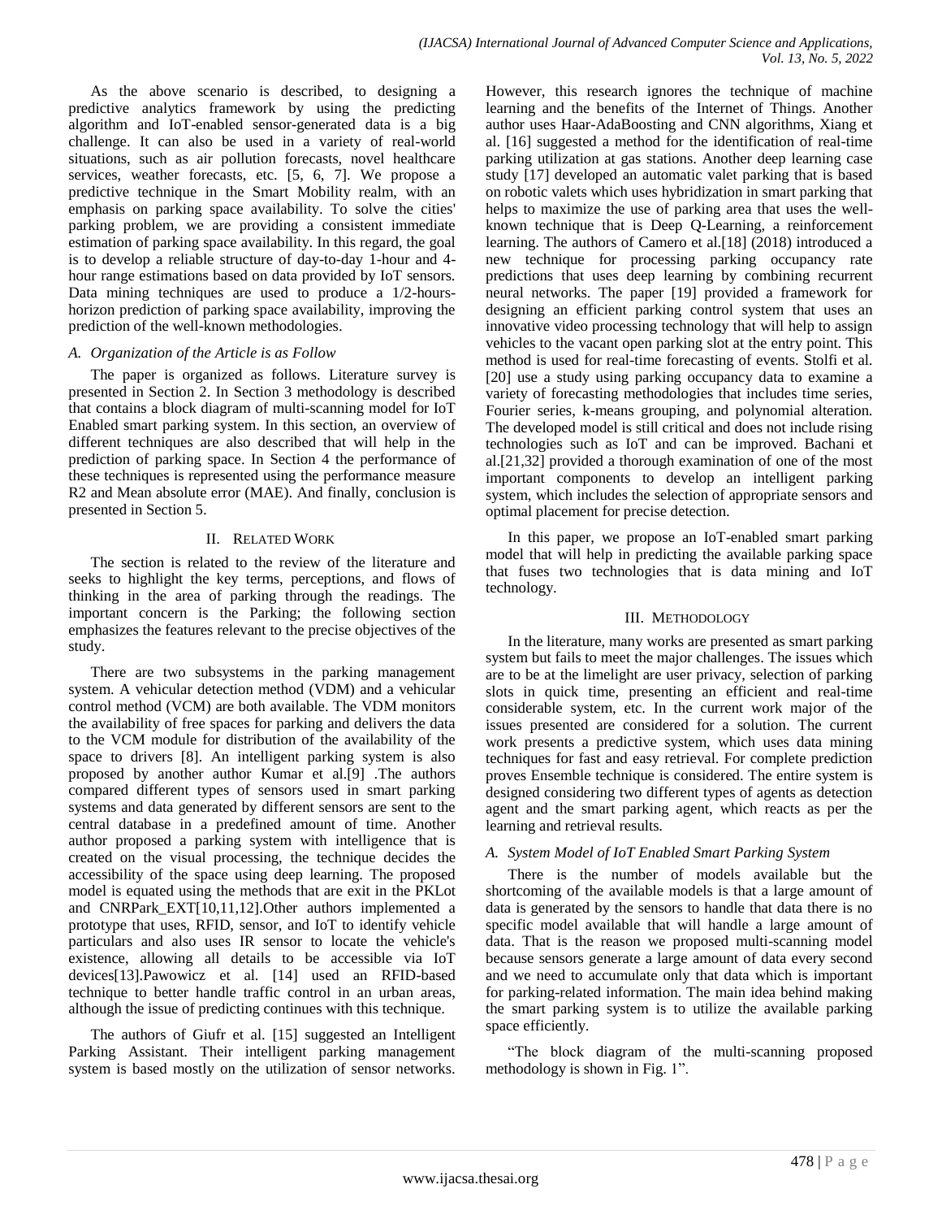As the above scenario is described, to designing a predictive analytics framework by using the predicting algorithm and IoT-enabled sensor-generated data is a big challenge. It can also be used in a variety of real-world situations, such as air pollution forecasts, novel healthcare services, weather forecasts, etc. [5, 6, 7]. We propose a predictive technique in the Smart Mobility realm, with an emphasis on parking space availability. To solve the cities' parking problem, we are providing a consistent immediate estimation of parking space availability. In this regard, the goal is to develop a reliable structure of day-to-day 1-hour and 4-hour range estimations based on data provided by IoT sensors. Data mining techniques are used to produce a 1/2-hours-horizon prediction of parking space availability, improving the prediction of the well-known methodologies.

### *A. Organization of the Article is as Follow*

The paper is organized as follows. Literature survey is presented in Section 2. In Section 3 methodology is described that contains a block diagram of multi-scanning model for IoT Enabled smart parking system. In this section, an overview of different techniques are also described that will help in the prediction of parking space. In Section 4 the performance of these techniques is represented using the performance measure R2 and Mean absolute error (MAE). And finally, conclusion is presented in Section 5.

## II. Related Work

The section is related to the review of the literature and seeks to highlight the key terms, perceptions, and flows of thinking in the area of parking through the readings. The important concern is the Parking; the following section emphasizes the features relevant to the precise objectives of the study.

There are two subsystems in the parking management system. A vehicular detection method (VDM) and a vehicular control method (VCM) are both available. The VDM monitors the availability of free spaces for parking and delivers the data to the VCM module for distribution of the availability of the space to drivers [8]. An intelligent parking system is also proposed by another author Kumar et al.[9] .The authors compared different types of sensors used in smart parking systems and data generated by different sensors are sent to the central database in a predefined amount of time. Another author proposed a parking system with intelligence that is created on the visual processing, the technique decides the accessibility of the space using deep learning. The proposed model is equated using the methods that are exit in the PKLot and CNRPark_EXT[10,11,12].Other authors implemented a prototype that uses, RFID, sensor, and IoT to identify vehicle particulars and also uses IR sensor to locate the vehicle's existence, allowing all details to be accessible via IoT devices[13].Pawowicz et al. [14] used an RFID-based technique to better handle traffic control in an urban areas, although the issue of predicting continues with this technique.

The authors of Giufr et al. [15] suggested an Intelligent Parking Assistant. Their intelligent parking management system is based mostly on the utilization of sensor networks. However, this research ignores the technique of machine learning and the benefits of the Internet of Things. Another author uses Haar-AdaBoosting and CNN algorithms, Xiang et al. [16] suggested a method for the identification of real-time parking utilization at gas stations. Another deep learning case study [17] developed an automatic valet parking that is based on robotic valets which uses hybridization in smart parking that helps to maximize the use of parking area that uses the well-known technique that is Deep Q-Learning, a reinforcement learning. The authors of Camero et al.[18] (2018) introduced a new technique for processing parking occupancy rate predictions that uses deep learning by combining recurrent neural networks. The paper [19] provided a framework for designing an efficient parking control system that uses an innovative video processing technology that will help to assign vehicles to the vacant open parking slot at the entry point. This method is used for real-time forecasting of events. Stolfi et al. [20] use a study using parking occupancy data to examine a variety of forecasting methodologies that includes time series, Fourier series, k-means grouping, and polynomial alteration. The developed model is still critical and does not include rising technologies such as IoT and can be improved. Bachani et al.[21,32] provided a thorough examination of one of the most important components to develop an intelligent parking system, which includes the selection of appropriate sensors and optimal placement for precise detection.

In this paper, we propose an IoT-enabled smart parking model that will help in predicting the available parking space that fuses two technologies that is data mining and IoT technology.

## III. Methodology

In the literature, many works are presented as smart parking system but fails to meet the major challenges. The issues which are to be at the limelight are user privacy, selection of parking slots in quick time, presenting an efficient and real-time considerable system, etc. In the current work major of the issues presented are considered for a solution. The current work presents a predictive system, which uses data mining techniques for fast and easy retrieval. For complete prediction proves Ensemble technique is considered. The entire system is designed considering two different types of agents as detection agent and the smart parking agent, which reacts as per the learning and retrieval results.

### *A. System Model of IoT Enabled Smart Parking System*

There is the number of models available but the shortcoming of the available models is that a large amount of data is generated by the sensors to handle that data there is no specific model available that will handle a large amount of data. That is the reason we proposed multi-scanning model because sensors generate a large amount of data every second and we need to accumulate only that data which is important for parking-related information. The main idea behind making the smart parking system is to utilize the available parking space efficiently.

"The block diagram of the multi-scanning proposed methodology is shown in Fig. 1".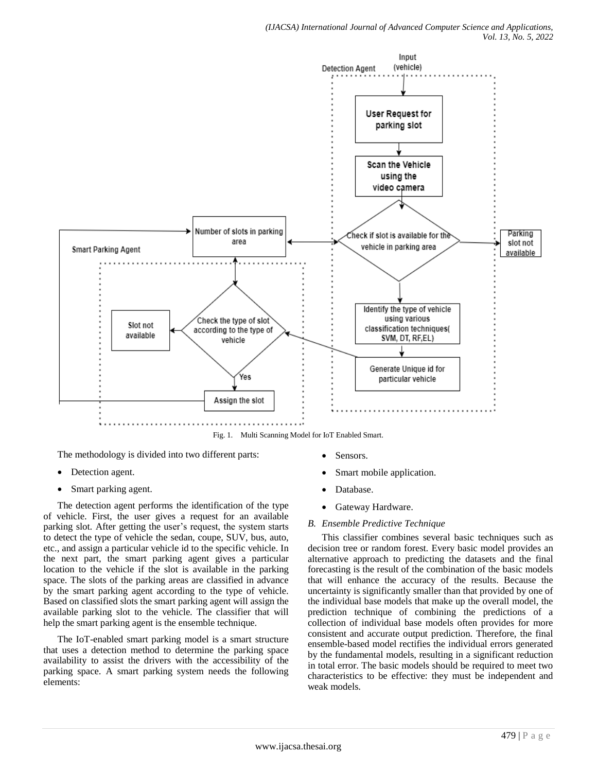Fig. 1. Multi Scanning Model for IoT Enabled Smart.

The methodology is divided into two different parts:

- Detection agent.
- Smart parking agent.

The detection agent performs the identification of the type of vehicle. First, the user gives a request for an available parking slot. After getting the user's request, the system starts to detect the type of vehicle the sedan, coupe, SUV, bus, auto, etc., and assign a particular vehicle id to the specific vehicle. In the next part, the smart parking agent gives a particular location to the vehicle if the slot is available in the parking space. The slots of the parking areas are classified in advance by the smart parking agent according to the type of vehicle. Based on classified slots the smart parking agent will assign the available parking slot to the vehicle. The classifier that will help the smart parking agent is the ensemble technique.

The IoT-enabled smart parking model is a smart structure that uses a detection method to determine the parking space availability to assist the drivers with the accessibility of the parking space. A smart parking system needs the following elements:

- Sensors.
- Smart mobile application.
- Database.
- Gateway Hardware.

### *B. Ensemble Predictive Technique*

This classifier combines several basic techniques such as decision tree or random forest. Every basic model provides an alternative approach to predicting the datasets and the final forecasting is the result of the combination of the basic models that will enhance the accuracy of the results. Because the uncertainty is significantly smaller than that provided by one of the individual base models that make up the overall model, the prediction technique of combining the predictions of a collection of individual base models often provides for more consistent and accurate output prediction. Therefore, the final ensemble-based model rectifies the individual errors generated by the fundamental models, resulting in a significant reduction in total error. The basic models should be required to meet two characteristics to be effective: they must be independent and weak models.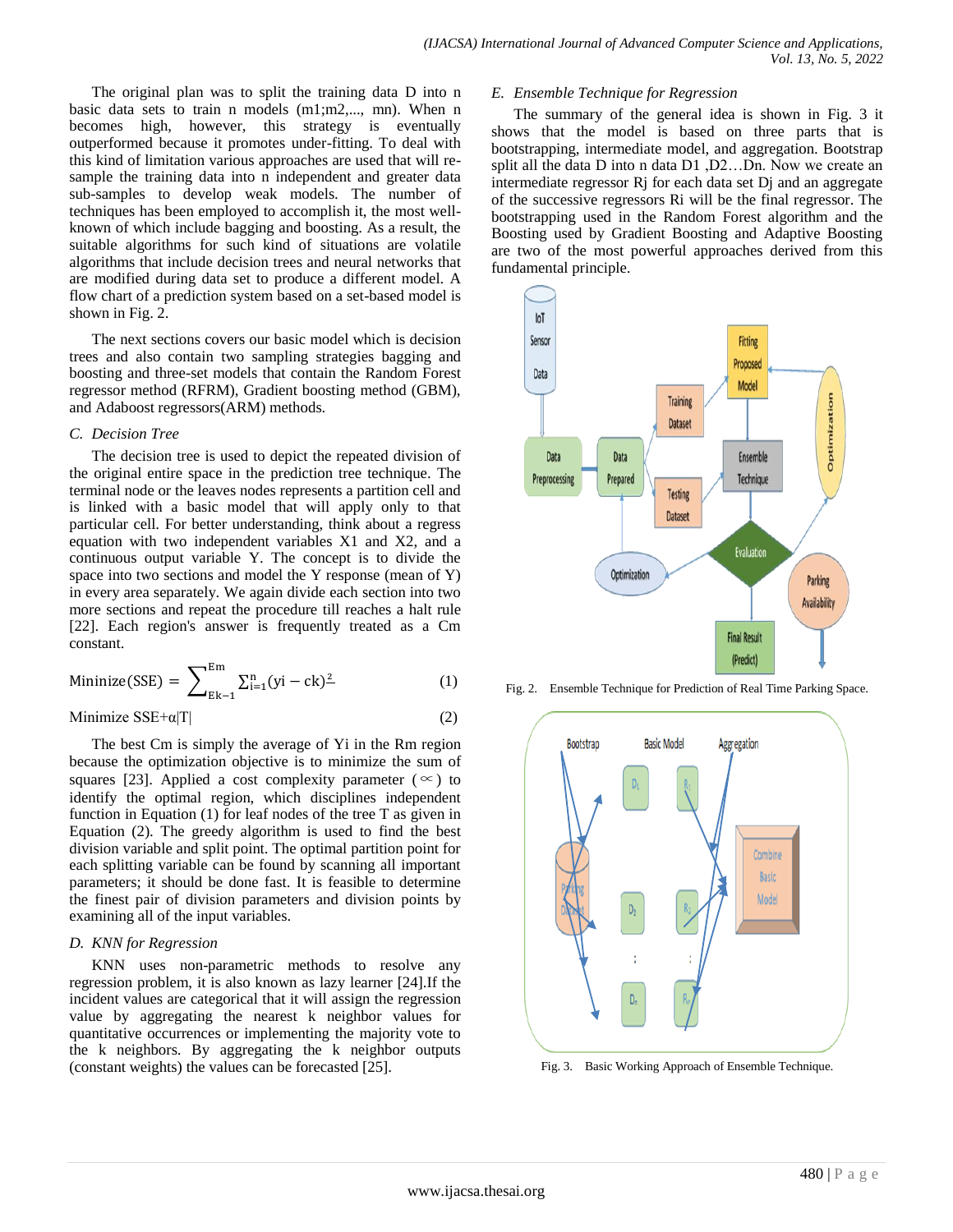The original plan was to split the training data D into n basic data sets to train n models (m1;m2,..., mn). When n becomes high, however, this strategy is eventually outperformed because it promotes under-fitting. To deal with this kind of limitation various approaches are used that will re-sample the training data into n independent and greater data sub-samples to develop weak models. The number of techniques has been employed to accomplish it, the most well-known of which include bagging and boosting. As a result, the suitable algorithms for such kind of situations are volatile algorithms that include decision trees and neural networks that are modified during data set to produce a different model. A flow chart of a prediction system based on a set-based model is shown in Fig. 2.

The next sections covers our basic model which is decision trees and also contain two sampling strategies bagging and boosting and three-set models that contain the Random Forest regressor method (RFRM), Gradient boosting method (GBM), and Adaboost regressors(ARM) methods.

### C. Decision Tree

The decision tree is used to depict the repeated division of the original entire space in the prediction tree technique. The terminal node or the leaves nodes represents a partition cell and is linked with a basic model that will apply only to that particular cell. For better understanding, think about a regress equation with two independent variables X1 and X2, and a continuous output variable Y. The concept is to divide the space into two sections and model the Y response (mean of Y) in every area separately. We again divide each section into two more sections and repeat the procedure till reaches a halt rule [22]. Each region's answer is frequently treated as a Cm constant.

$$\text{Mininize(SSE)} = \sum_{\text{Ek}-1}^{\text{Em}} \sum_{i=1}^{n} (\text{yi} - \text{ck})^2 \qquad (1)$$

$$\text{Minimize SSE}+\alpha|T| \qquad (2)$$

The best Cm is simply the average of Yi in the Rm region because the optimization objective is to minimize the sum of squares [23]. Applied a cost complexity parameter ($\propto$) to identify the optimal region, which disciplines independent function in Equation (1) for leaf nodes of the tree T as given in Equation (2). The greedy algorithm is used to find the best division variable and split point. The optimal partition point for each splitting variable can be found by scanning all important parameters; it should be done fast. It is feasible to determine the finest pair of division parameters and division points by examining all of the input variables.

### D. KNN for Regression

KNN uses non-parametric methods to resolve any regression problem, it is also known as lazy learner [24].If the incident values are categorical that it will assign the regression value by aggregating the nearest k neighbor values for quantitative occurrences or implementing the majority vote to the k neighbors. By aggregating the k neighbor outputs (constant weights) the values can be forecasted [25].

### E. Ensemble Technique for Regression

The summary of the general idea is shown in Fig. 3 it shows that the model is based on three parts that is bootstrapping, intermediate model, and aggregation. Bootstrap split all the data D into n data D1 ,D2…Dn. Now we create an intermediate regressor Rj for each data set Dj and an aggregate of the successive regressors Ri will be the final regressor. The bootstrapping used in the Random Forest algorithm and the Boosting used by Gradient Boosting and Adaptive Boosting are two of the most powerful approaches derived from this fundamental principle.

Fig. 2. Ensemble Technique for Prediction of Real Time Parking Space.

Fig. 3. Basic Working Approach of Ensemble Technique.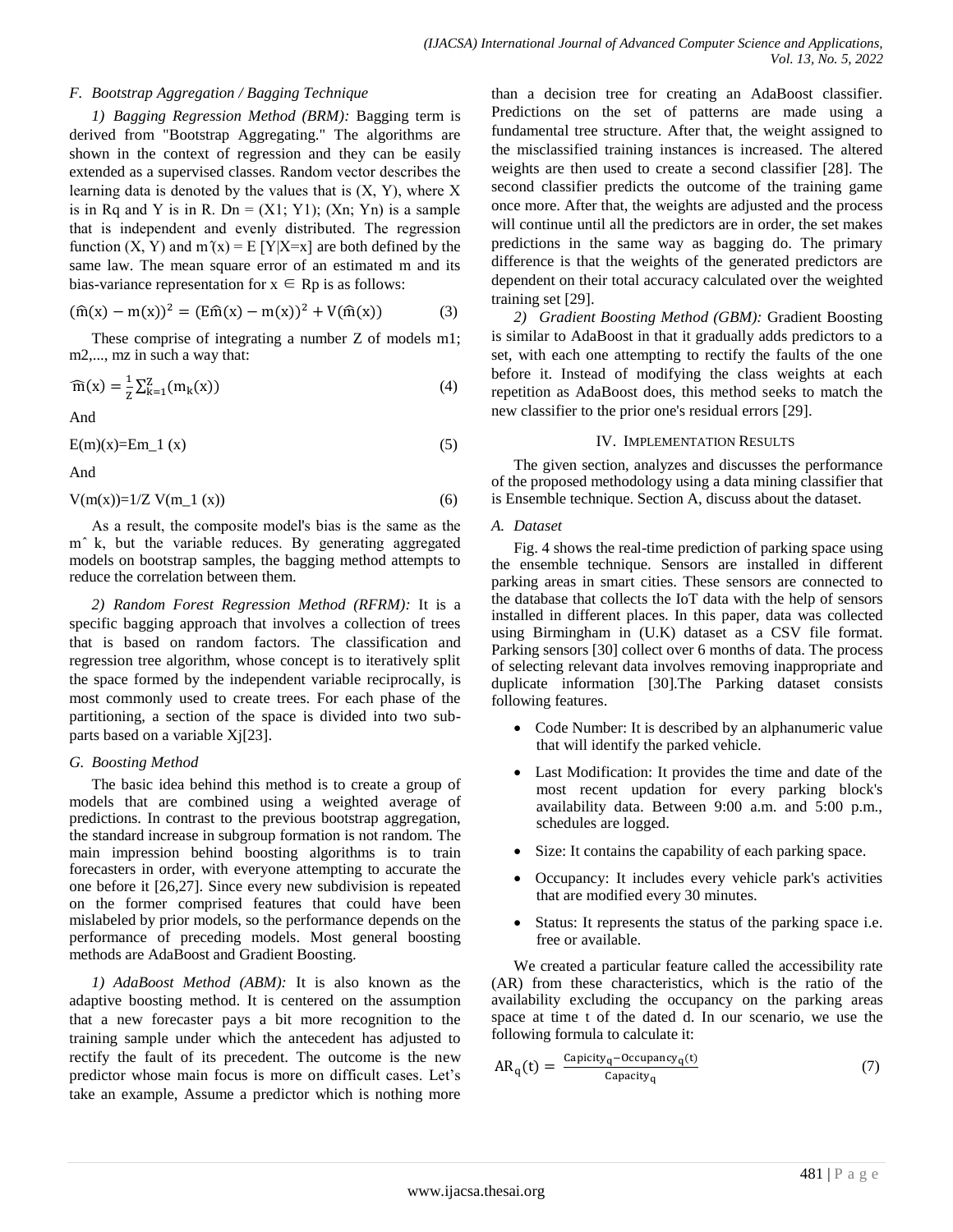### F. Bootstrap Aggregation / Bagging Technique

*1) Bagging Regression Method (BRM):* Bagging term is derived from "Bootstrap Aggregating." The algorithms are shown in the context of regression and they can be easily extended as a supervised classes. Random vector describes the learning data is denoted by the values that is (X, Y), where X is in Rq and Y is in R. Dn = (X1; Y1); (Xn; Yn) is a sample that is independent and evenly distributed. The regression function (X, Y) and m ̃(x) = E [Y|X=x] are both defined by the same law. The mean square error of an estimated m and its bias-variance representation for $x \in$ Rp is as follows:

$$(\widehat{m}(x) - m(x))^2 = (E\widehat{m}(x) - m(x))^2 + V(\widehat{m}(x)) \tag{3}$$

These comprise of integrating a number Z of models m1; m2,..., mz in such a way that:

$$\widehat{m}(x) = \frac{1}{Z}\sum_{k=1}^{Z}(m_k(x)) \tag{4}$$

And

$$E(m)(x)=Em\_1 (x) \tag{5}$$

And

$$V(m(x))=1/Z\ V(m\_1 (x)) \tag{6}$$

As a result, the composite model's bias is the same as the m ̂ k, but the variable reduces. By generating aggregated models on bootstrap samples, the bagging method attempts to reduce the correlation between them.

*2) Random Forest Regression Method (RFRM):* It is a specific bagging approach that involves a collection of trees that is based on random factors. The classification and regression tree algorithm, whose concept is to iteratively split the space formed by the independent variable reciprocally, is most commonly used to create trees. For each phase of the partitioning, a section of the space is divided into two sub-parts based on a variable Xj[23].

### G. Boosting Method

The basic idea behind this method is to create a group of models that are combined using a weighted average of predictions. In contrast to the previous bootstrap aggregation, the standard increase in subgroup formation is not random. The main impression behind boosting algorithms is to train forecasters in order, with everyone attempting to accurate the one before it [26,27]. Since every new subdivision is repeated on the former comprised features that could have been mislabeled by prior models, so the performance depends on the performance of preceding models. Most general boosting methods are AdaBoost and Gradient Boosting.

*1) AdaBoost Method (ABM):* It is also known as the adaptive boosting method. It is centered on the assumption that a new forecaster pays a bit more recognition to the training sample under which the antecedent has adjusted to rectify the fault of its precedent. The outcome is the new predictor whose main focus is more on difficult cases. Let's take an example, Assume a predictor which is nothing more than a decision tree for creating an AdaBoost classifier. Predictions on the set of patterns are made using a fundamental tree structure. After that, the weight assigned to the misclassified training instances is increased. The altered weights are then used to create a second classifier [28]. The second classifier predicts the outcome of the training game once more. After that, the weights are adjusted and the process will continue until all the predictors are in order, the set makes predictions in the same way as bagging do. The primary difference is that the weights of the generated predictors are dependent on their total accuracy calculated over the weighted training set [29].

*2) Gradient Boosting Method (GBM):* Gradient Boosting is similar to AdaBoost in that it gradually adds predictors to a set, with each one attempting to rectify the faults of the one before it. Instead of modifying the class weights at each repetition as AdaBoost does, this method seeks to match the new classifier to the prior one's residual errors [29].

## IV. Implementation Results

The given section, analyzes and discusses the performance of the proposed methodology using a data mining classifier that is Ensemble technique. Section A, discuss about the dataset.

### A. Dataset

Fig. 4 shows the real-time prediction of parking space using the ensemble technique. Sensors are installed in different parking areas in smart cities. These sensors are connected to the database that collects the IoT data with the help of sensors installed in different places. In this paper, data was collected using Birmingham in (U.K) dataset as a CSV file format. Parking sensors [30] collect over 6 months of data. The process of selecting relevant data involves removing inappropriate and duplicate information [30].The Parking dataset consists following features.

- Code Number: It is described by an alphanumeric value that will identify the parked vehicle.
- Last Modification: It provides the time and date of the most recent updation for every parking block's availability data. Between 9:00 a.m. and 5:00 p.m., schedules are logged.
- Size: It contains the capability of each parking space.
- Occupancy: It includes every vehicle park's activities that are modified every 30 minutes.
- Status: It represents the status of the parking space i.e. free or available.

We created a particular feature called the accessibility rate (AR) from these characteristics, which is the ratio of the availability excluding the occupancy on the parking areas space at time t of the dated d. In our scenario, we use the following formula to calculate it:

$$AR_q(t) = \frac{Capicity_q - Occupancy_q(t)}{Capacity_q} \tag{7}$$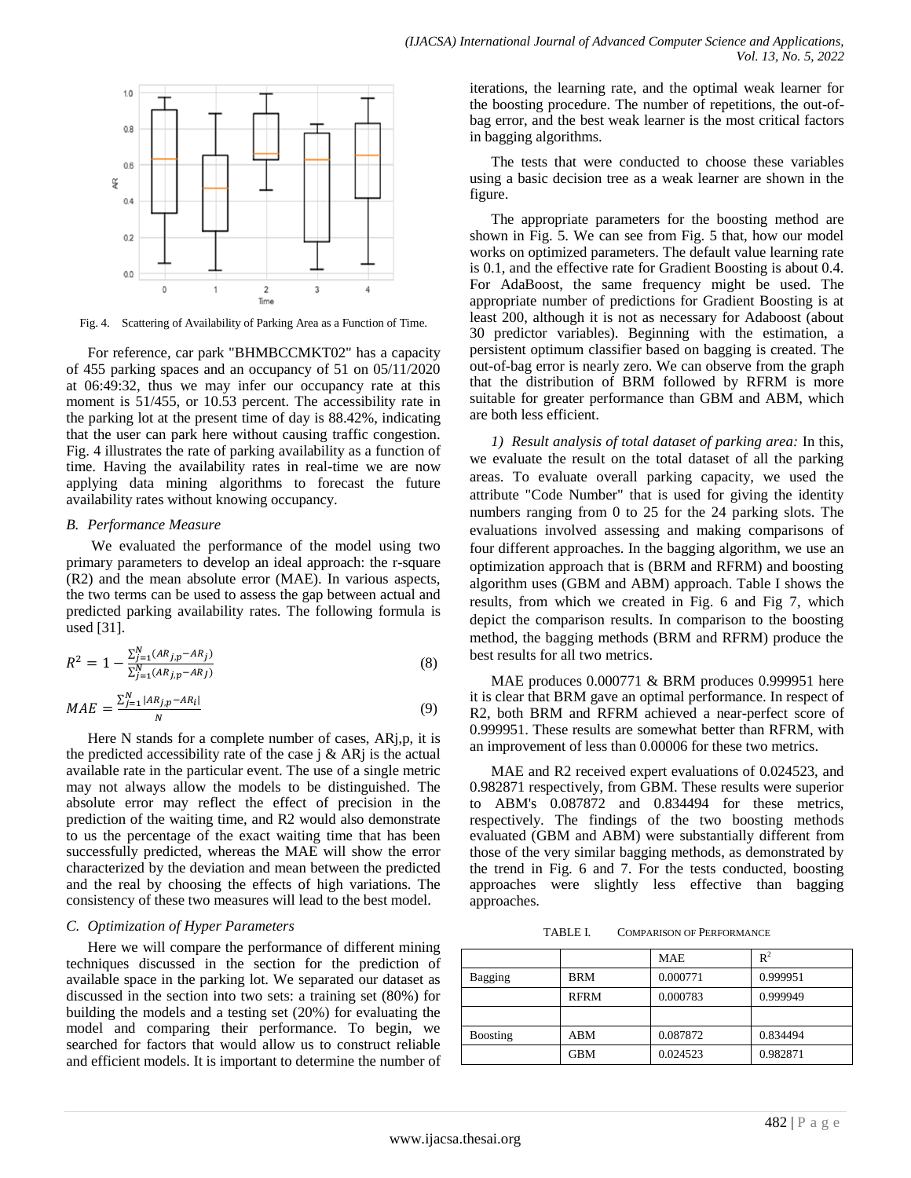Fig. 4. Scattering of Availability of Parking Area as a Function of Time.

For reference, car park "BHMBCCMKT02" has a capacity of 455 parking spaces and an occupancy of 51 on 05/11/2020 at 06:49:32, thus we may infer our occupancy rate at this moment is 51/455, or 10.53 percent. The accessibility rate in the parking lot at the present time of day is 88.42%, indicating that the user can park here without causing traffic congestion. Fig. 4 illustrates the rate of parking availability as a function of time. Having the availability rates in real-time we are now applying data mining algorithms to forecast the future availability rates without knowing occupancy.

### B. Performance Measure

We evaluated the performance of the model using two primary parameters to develop an ideal approach: the r-square (R2) and the mean absolute error (MAE). In various aspects, the two terms can be used to assess the gap between actual and predicted parking availability rates. The following formula is used [31].

$$R^2 = 1 - \frac{\sum_{j=1}^{N}(AR_{j,p} - AR_j)}{\sum_{j=1}^{N}(AR_{j,p} - AR_J)} \tag{8}$$

$$MAE = \frac{\sum_{j=1}^{N}|AR_{j,p} - AR_i|}{N} \tag{9}$$

Here N stands for a complete number of cases, ARj,p, it is the predicted accessibility rate of the case j & ARj is the actual available rate in the particular event. The use of a single metric may not always allow the models to be distinguished. The absolute error may reflect the effect of precision in the prediction of the waiting time, and R2 would also demonstrate to us the percentage of the exact waiting time that has been successfully predicted, whereas the MAE will show the error characterized by the deviation and mean between the predicted and the real by choosing the effects of high variations. The consistency of these two measures will lead to the best model.

### C. Optimization of Hyper Parameters

Here we will compare the performance of different mining techniques discussed in the section for the prediction of available space in the parking lot. We separated our dataset as discussed in the section into two sets: a training set (80%) for building the models and a testing set (20%) for evaluating the model and comparing their performance. To begin, we searched for factors that would allow us to construct reliable and efficient models. It is important to determine the number of iterations, the learning rate, and the optimal weak learner for the boosting procedure. The number of repetitions, the out-of-bag error, and the best weak learner is the most critical factors in bagging algorithms.

The tests that were conducted to choose these variables using a basic decision tree as a weak learner are shown in the figure.

The appropriate parameters for the boosting method are shown in Fig. 5. We can see from Fig. 5 that, how our model works on optimized parameters. The default value learning rate is 0.1, and the effective rate for Gradient Boosting is about 0.4. For AdaBoost, the same frequency might be used. The appropriate number of predictions for Gradient Boosting is at least 200, although it is not as necessary for Adaboost (about 30 predictor variables). Beginning with the estimation, a persistent optimum classifier based on bagging is created. The out-of-bag error is nearly zero. We can observe from the graph that the distribution of BRM followed by RFRM is more suitable for greater performance than GBM and ABM, which are both less efficient.

*1) Result analysis of total dataset of parking area:* In this, we evaluate the result on the total dataset of all the parking areas. To evaluate overall parking capacity, we used the attribute "Code Number" that is used for giving the identity numbers ranging from 0 to 25 for the 24 parking slots. The evaluations involved assessing and making comparisons of four different approaches. In the bagging algorithm, we use an optimization approach that is (BRM and RFRM) and boosting algorithm uses (GBM and ABM) approach. Table I shows the results, from which we created in Fig. 6 and Fig 7, which depict the comparison results. In comparison to the boosting method, the bagging methods (BRM and RFRM) produce the best results for all two metrics.

MAE produces 0.000771 & BRM produces 0.999951 here it is clear that BRM gave an optimal performance. In respect of R2, both BRM and RFRM achieved a near-perfect score of 0.999951. These results are somewhat better than RFRM, with an improvement of less than 0.00006 for these two metrics.

MAE and R2 received expert evaluations of 0.024523, and 0.982871 respectively, from GBM. These results were superior to ABM's 0.087872 and 0.834494 for these metrics, respectively. The findings of the two boosting methods evaluated (GBM and ABM) were substantially different from those of the very similar bagging methods, as demonstrated by the trend in Fig. 6 and 7. For the tests conducted, boosting approaches were slightly less effective than bagging approaches.

TABLE I. COMPARISON OF PERFORMANCE

| | | MAE | $R^2$ |
|---|---|---|---|
| Bagging | BRM | 0.000771 | 0.999951 |
| | RFRM | 0.000783 | 0.999949 |
| | | | |
| Boosting | ABM | 0.087872 | 0.834494 |
| | GBM | 0.024523 | 0.982871 |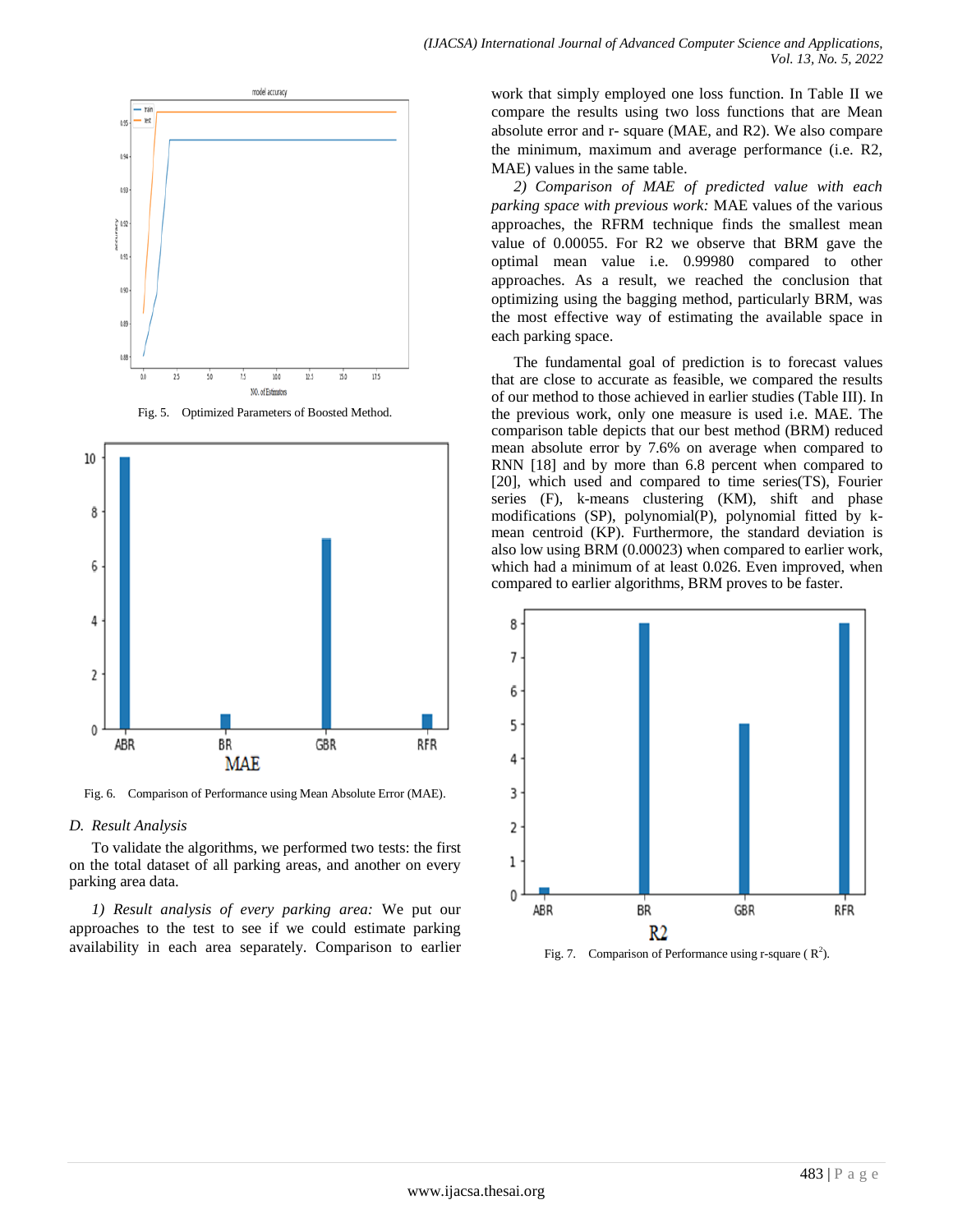Fig. 5. Optimized Parameters of Boosted Method.

Fig. 6. Comparison of Performance using Mean Absolute Error (MAE).

### D. Result Analysis

To validate the algorithms, we performed two tests: the first on the total dataset of all parking areas, and another on every parking area data.

*1) Result analysis of every parking area:* We put our approaches to the test to see if we could estimate parking availability in each area separately. Comparison to earlier work that simply employed one loss function. In Table II we compare the results using two loss functions that are Mean absolute error and r- square (MAE, and R2). We also compare the minimum, maximum and average performance (i.e. R2, MAE) values in the same table.

*2) Comparison of MAE of predicted value with each parking space with previous work:* MAE values of the various approaches, the RFRM technique finds the smallest mean value of 0.00055. For R2 we observe that BRM gave the optimal mean value i.e. 0.99980 compared to other approaches. As a result, we reached the conclusion that optimizing using the bagging method, particularly BRM, was the most effective way of estimating the available space in each parking space.

The fundamental goal of prediction is to forecast values that are close to accurate as feasible, we compared the results of our method to those achieved in earlier studies (Table III). In the previous work, only one measure is used i.e. MAE. The comparison table depicts that our best method (BRM) reduced mean absolute error by 7.6% on average when compared to RNN [18] and by more than 6.8 percent when compared to [20], which used and compared to time series(TS), Fourier series (F), k-means clustering (KM), shift and phase modifications (SP), polynomial(P), polynomial fitted by k-mean centroid (KP). Furthermore, the standard deviation is also low using BRM (0.00023) when compared to earlier work, which had a minimum of at least 0.026. Even improved, when compared to earlier algorithms, BRM proves to be faster.

Fig. 7. Comparison of Performance using r-square ( $R^2$).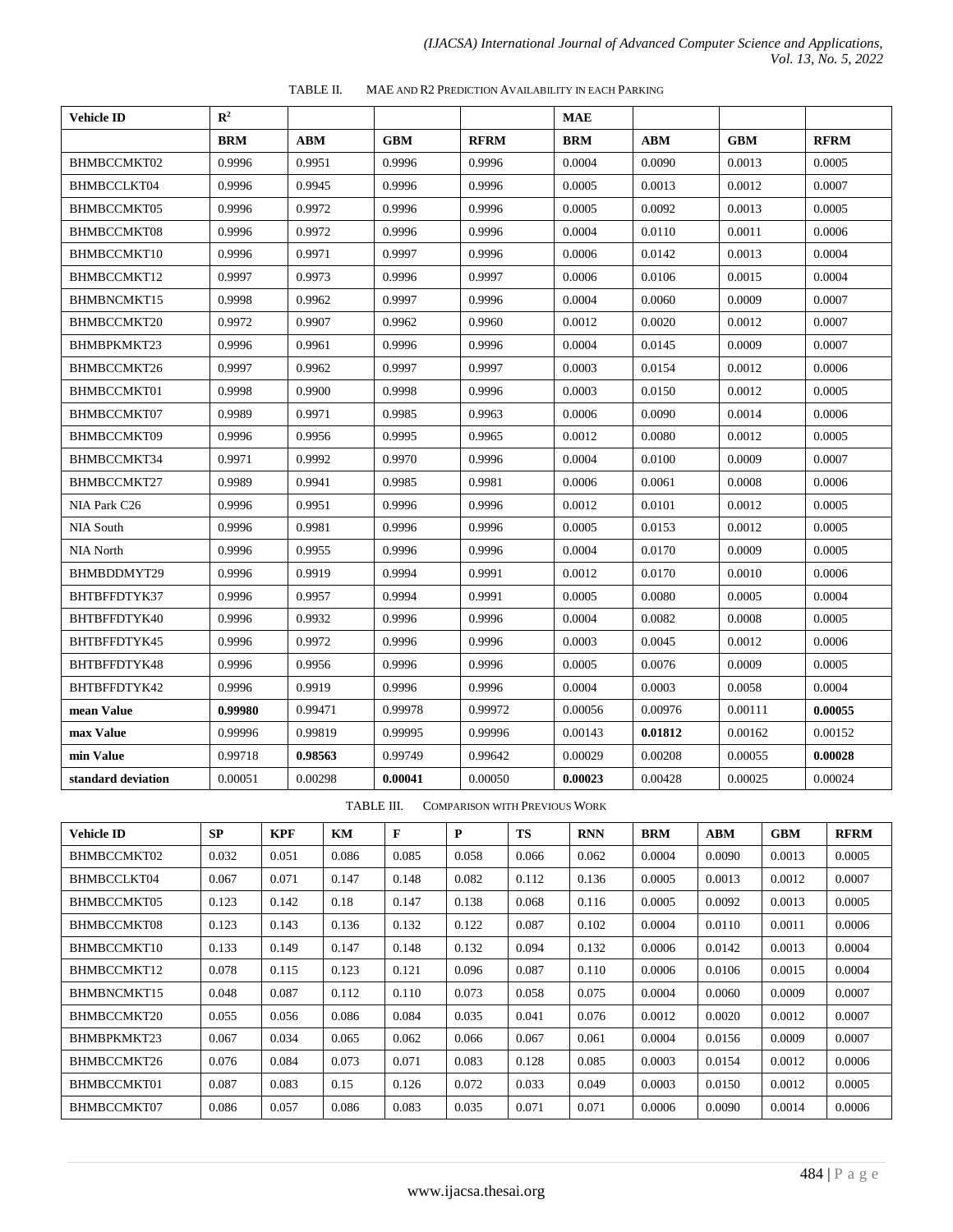TABLE II. MAE AND R2 PREDICTION AVAILABILITY IN EACH PARKING

| Vehicle ID | $R^2$ | | | | MAE | | | |
|---|---|---|---|---|---|---|---|---|
| | **BRM** | **ABM** | **GBM** | **RFRM** | **BRM** | **ABM** | **GBM** | **RFRM** |
| BHMBCCMKT02 | 0.9996 | 0.9951 | 0.9996 | 0.9996 | 0.0004 | 0.0090 | 0.0013 | 0.0005 |
| BHMBCCLKT04 | 0.9996 | 0.9945 | 0.9996 | 0.9996 | 0.0005 | 0.0013 | 0.0012 | 0.0007 |
| BHMBCCMKT05 | 0.9996 | 0.9972 | 0.9996 | 0.9996 | 0.0005 | 0.0092 | 0.0013 | 0.0005 |
| BHMBCCMKT08 | 0.9996 | 0.9972 | 0.9996 | 0.9996 | 0.0004 | 0.0110 | 0.0011 | 0.0006 |
| BHMBCCMKT10 | 0.9996 | 0.9971 | 0.9997 | 0.9996 | 0.0006 | 0.0142 | 0.0013 | 0.0004 |
| BHMBCCMKT12 | 0.9997 | 0.9973 | 0.9996 | 0.9997 | 0.0006 | 0.0106 | 0.0015 | 0.0004 |
| BHMBNCMKT15 | 0.9998 | 0.9962 | 0.9997 | 0.9996 | 0.0004 | 0.0060 | 0.0009 | 0.0007 |
| BHMBCCMKT20 | 0.9972 | 0.9907 | 0.9962 | 0.9960 | 0.0012 | 0.0020 | 0.0012 | 0.0007 |
| BHMBPKMKT23 | 0.9996 | 0.9961 | 0.9996 | 0.9996 | 0.0004 | 0.0145 | 0.0009 | 0.0007 |
| BHMBCCMKT26 | 0.9997 | 0.9962 | 0.9997 | 0.9997 | 0.0003 | 0.0154 | 0.0012 | 0.0006 |
| BHMBCCMKT01 | 0.9998 | 0.9900 | 0.9998 | 0.9996 | 0.0003 | 0.0150 | 0.0012 | 0.0005 |
| BHMBCCMKT07 | 0.9989 | 0.9971 | 0.9985 | 0.9963 | 0.0006 | 0.0090 | 0.0014 | 0.0006 |
| BHMBCCMKT09 | 0.9996 | 0.9956 | 0.9995 | 0.9965 | 0.0012 | 0.0080 | 0.0012 | 0.0005 |
| BHMBCCMKT34 | 0.9971 | 0.9992 | 0.9970 | 0.9996 | 0.0004 | 0.0100 | 0.0009 | 0.0007 |
| BHMBCCMKT27 | 0.9989 | 0.9941 | 0.9985 | 0.9981 | 0.0006 | 0.0061 | 0.0008 | 0.0006 |
| NIA Park C26 | 0.9996 | 0.9951 | 0.9996 | 0.9996 | 0.0012 | 0.0101 | 0.0012 | 0.0005 |
| NIA South | 0.9996 | 0.9981 | 0.9996 | 0.9996 | 0.0005 | 0.0153 | 0.0012 | 0.0005 |
| NIA North | 0.9996 | 0.9955 | 0.9996 | 0.9996 | 0.0004 | 0.0170 | 0.0009 | 0.0005 |
| BHMBDDMYT29 | 0.9996 | 0.9919 | 0.9994 | 0.9991 | 0.0012 | 0.0170 | 0.0010 | 0.0006 |
| BHTBFFDTYK37 | 0.9996 | 0.9957 | 0.9994 | 0.9991 | 0.0005 | 0.0080 | 0.0005 | 0.0004 |
| BHTBFFDTYK40 | 0.9996 | 0.9932 | 0.9996 | 0.9996 | 0.0004 | 0.0082 | 0.0008 | 0.0005 |
| BHTBFFDTYK45 | 0.9996 | 0.9972 | 0.9996 | 0.9996 | 0.0003 | 0.0045 | 0.0012 | 0.0006 |
| BHTBFFDTYK48 | 0.9996 | 0.9956 | 0.9996 | 0.9996 | 0.0005 | 0.0076 | 0.0009 | 0.0005 |
| BHTBFFDTYK42 | 0.9996 | 0.9919 | 0.9996 | 0.9996 | 0.0004 | 0.0003 | 0.0058 | 0.0004 |
| **mean Value** | **0.99980** | 0.99471 | 0.99978 | 0.99972 | 0.00056 | 0.00976 | 0.00111 | **0.00055** |
| **max Value** | 0.99996 | 0.99819 | 0.99995 | 0.99996 | 0.00143 | **0.01812** | 0.00162 | 0.00152 |
| **min Value** | 0.99718 | **0.98563** | 0.99749 | 0.99642 | 0.00029 | 0.00208 | 0.00055 | **0.00028** |
| **standard deviation** | 0.00051 | 0.00298 | **0.00041** | 0.00050 | **0.00023** | 0.00428 | 0.00025 | 0.00024 |

TABLE III. COMPARISON WITH PREVIOUS WORK

| Vehicle ID | SP | KPF | KM | F | P | TS | RNN | BRM | ABM | GBM | RFRM |
|---|---|---|---|---|---|---|---|---|---|---|---|
| BHMBCCMKT02 | 0.032 | 0.051 | 0.086 | 0.085 | 0.058 | 0.066 | 0.062 | 0.0004 | 0.0090 | 0.0013 | 0.0005 |
| BHMBCCLKT04 | 0.067 | 0.071 | 0.147 | 0.148 | 0.082 | 0.112 | 0.136 | 0.0005 | 0.0013 | 0.0012 | 0.0007 |
| BHMBCCMKT05 | 0.123 | 0.142 | 0.18 | 0.147 | 0.138 | 0.068 | 0.116 | 0.0005 | 0.0092 | 0.0013 | 0.0005 |
| BHMBCCMKT08 | 0.123 | 0.143 | 0.136 | 0.132 | 0.122 | 0.087 | 0.102 | 0.0004 | 0.0110 | 0.0011 | 0.0006 |
| BHMBCCMKT10 | 0.133 | 0.149 | 0.147 | 0.148 | 0.132 | 0.094 | 0.132 | 0.0006 | 0.0142 | 0.0013 | 0.0004 |
| BHMBCCMKT12 | 0.078 | 0.115 | 0.123 | 0.121 | 0.096 | 0.087 | 0.110 | 0.0006 | 0.0106 | 0.0015 | 0.0004 |
| BHMBNCMKT15 | 0.048 | 0.087 | 0.112 | 0.110 | 0.073 | 0.058 | 0.075 | 0.0004 | 0.0060 | 0.0009 | 0.0007 |
| BHMBCCMKT20 | 0.055 | 0.056 | 0.086 | 0.084 | 0.035 | 0.041 | 0.076 | 0.0012 | 0.0020 | 0.0012 | 0.0007 |
| BHMBPKMKT23 | 0.067 | 0.034 | 0.065 | 0.062 | 0.066 | 0.067 | 0.061 | 0.0004 | 0.0156 | 0.0009 | 0.0007 |
| BHMBCCMKT26 | 0.076 | 0.084 | 0.073 | 0.071 | 0.083 | 0.128 | 0.085 | 0.0003 | 0.0154 | 0.0012 | 0.0006 |
| BHMBCCMKT01 | 0.087 | 0.083 | 0.15 | 0.126 | 0.072 | 0.033 | 0.049 | 0.0003 | 0.0150 | 0.0012 | 0.0005 |
| BHMBCCMKT07 | 0.086 | 0.057 | 0.086 | 0.083 | 0.035 | 0.071 | 0.071 | 0.0006 | 0.0090 | 0.0014 | 0.0006 |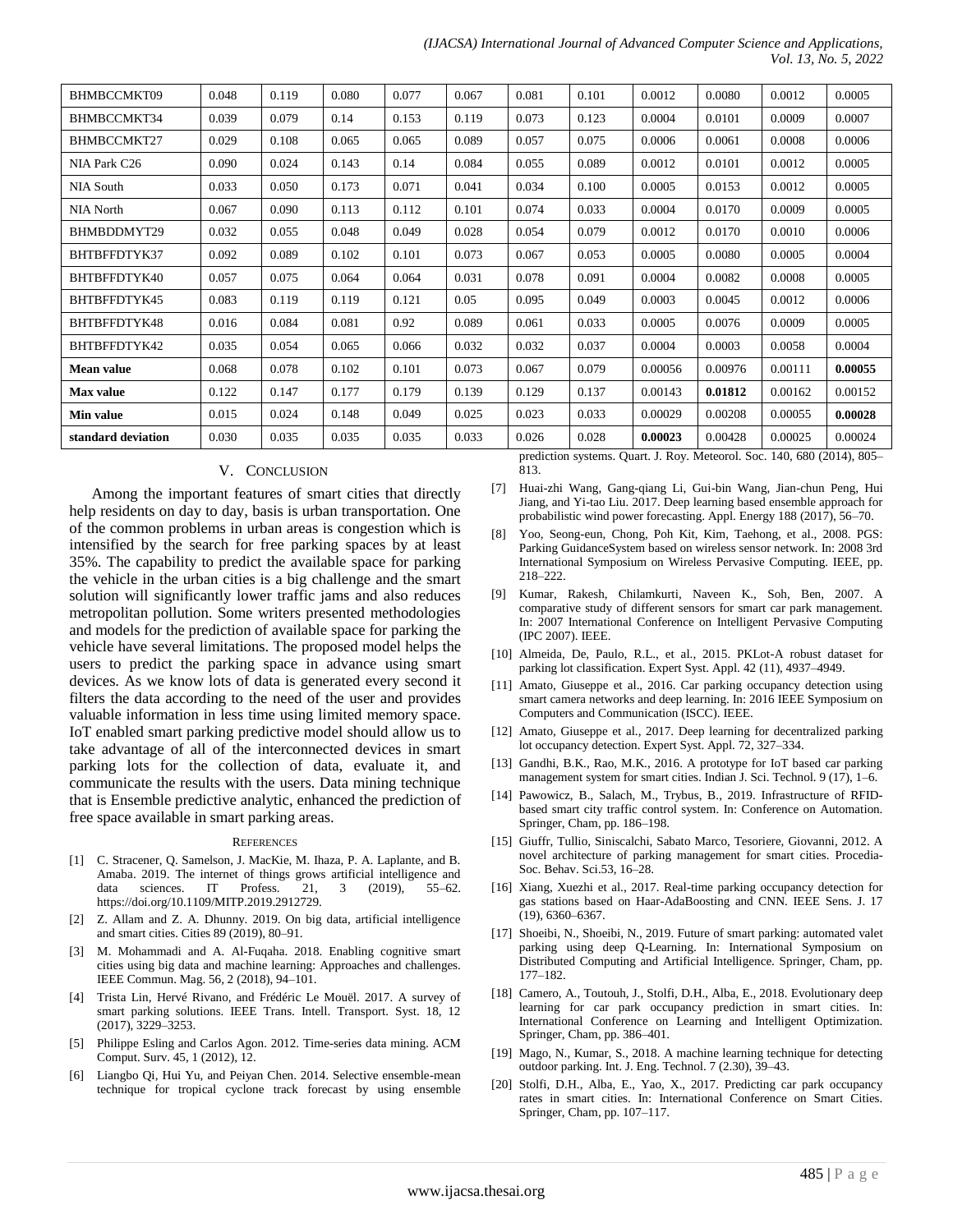| BHMBCCMKT09 | 0.048 | 0.119 | 0.080 | 0.077 | 0.067 | 0.081 | 0.101 | 0.0012 | 0.0080 | 0.0012 | 0.0005 |
|---|---|---|---|---|---|---|---|---|---|---|---|
| BHMBCCMKT34 | 0.039 | 0.079 | 0.14 | 0.153 | 0.119 | 0.073 | 0.123 | 0.0004 | 0.0101 | 0.0009 | 0.0007 |
| BHMBCCMKT27 | 0.029 | 0.108 | 0.065 | 0.065 | 0.089 | 0.057 | 0.075 | 0.0006 | 0.0061 | 0.0008 | 0.0006 |
| NIA Park C26 | 0.090 | 0.024 | 0.143 | 0.14 | 0.084 | 0.055 | 0.089 | 0.0012 | 0.0101 | 0.0012 | 0.0005 |
| NIA South | 0.033 | 0.050 | 0.173 | 0.071 | 0.041 | 0.034 | 0.100 | 0.0005 | 0.0153 | 0.0012 | 0.0005 |
| NIA North | 0.067 | 0.090 | 0.113 | 0.112 | 0.101 | 0.074 | 0.033 | 0.0004 | 0.0170 | 0.0009 | 0.0005 |
| BHMBDDMYT29 | 0.032 | 0.055 | 0.048 | 0.049 | 0.028 | 0.054 | 0.079 | 0.0012 | 0.0170 | 0.0010 | 0.0006 |
| BHTBFFDTYK37 | 0.092 | 0.089 | 0.102 | 0.101 | 0.073 | 0.067 | 0.053 | 0.0005 | 0.0080 | 0.0005 | 0.0004 |
| BHTBFFDTYK40 | 0.057 | 0.075 | 0.064 | 0.064 | 0.031 | 0.078 | 0.091 | 0.0004 | 0.0082 | 0.0008 | 0.0005 |
| BHTBFFDTYK45 | 0.083 | 0.119 | 0.119 | 0.121 | 0.05 | 0.095 | 0.049 | 0.0003 | 0.0045 | 0.0012 | 0.0006 |
| BHTBFFDTYK48 | 0.016 | 0.084 | 0.081 | 0.92 | 0.089 | 0.061 | 0.033 | 0.0005 | 0.0076 | 0.0009 | 0.0005 |
| BHTBFFDTYK42 | 0.035 | 0.054 | 0.065 | 0.066 | 0.032 | 0.032 | 0.037 | 0.0004 | 0.0003 | 0.0058 | 0.0004 |
| **Mean value** | 0.068 | 0.078 | 0.102 | 0.101 | 0.073 | 0.067 | 0.079 | 0.00056 | 0.00976 | 0.00111 | **0.00055** |
| **Max value** | 0.122 | 0.147 | 0.177 | 0.179 | 0.139 | 0.129 | 0.137 | 0.00143 | **0.01812** | 0.00162 | 0.00152 |
| **Min value** | 0.015 | 0.024 | 0.148 | 0.049 | 0.025 | 0.023 | 0.033 | 0.00029 | 0.00208 | 0.00055 | **0.00028** |
| **standard deviation** | 0.030 | 0.035 | 0.035 | 0.035 | 0.033 | 0.026 | 0.028 | **0.00023** | 0.00428 | 0.00025 | 0.00024 |

## V. Conclusion

Among the important features of smart cities that directly help residents on day to day, basis is urban transportation. One of the common problems in urban areas is congestion which is intensified by the search for free parking spaces by at least 35%. The capability to predict the available space for parking the vehicle in the urban cities is a big challenge and the smart solution will significantly lower traffic jams and also reduces metropolitan pollution. Some writers presented methodologies and models for the prediction of available space for parking the vehicle have several limitations. The proposed model helps the users to predict the parking space in advance using smart devices. As we know lots of data is generated every second it filters the data according to the need of the user and provides valuable information in less time using limited memory space. IoT enabled smart parking predictive model should allow us to take advantage of all of the interconnected devices in smart parking lots for the collection of data, evaluate it, and communicate the results with the users. Data mining technique that is Ensemble predictive analytic, enhanced the prediction of free space available in smart parking areas.

## References

[1] C. Stracener, Q. Samelson, J. MacKie, M. Ihaza, P. A. Laplante, and B. Amaba. 2019. The internet of things grows artificial intelligence and data sciences. IT Profess. 21, 3 (2019), 55–62. https://doi.org/10.1109/MITP.2019.2912729.

[2] Z. Allam and Z. A. Dhunny. 2019. On big data, artificial intelligence and smart cities. Cities 89 (2019), 80–91.

[3] M. Mohammadi and A. Al-Fuqaha. 2018. Enabling cognitive smart cities using big data and machine learning: Approaches and challenges. IEEE Commun. Mag. 56, 2 (2018), 94–101.

[4] Trista Lin, Hervé Rivano, and Frédéric Le Mouël. 2017. A survey of smart parking solutions. IEEE Trans. Intell. Transport. Syst. 18, 12 (2017), 3229–3253.

[5] Philippe Esling and Carlos Agon. 2012. Time-series data mining. ACM Comput. Surv. 45, 1 (2012), 12.

[6] Liangbo Qi, Hui Yu, and Peiyan Chen. 2014. Selective ensemble-mean technique for tropical cyclone track forecast by using ensemble prediction systems. Quart. J. Roy. Meteorol. Soc. 140, 680 (2014), 805–813.

[7] Huai-zhi Wang, Gang-qiang Li, Gui-bin Wang, Jian-chun Peng, Hui Jiang, and Yi-tao Liu. 2017. Deep learning based ensemble approach for probabilistic wind power forecasting. Appl. Energy 188 (2017), 56–70.

[8] Yoo, Seong-eun, Chong, Poh Kit, Kim, Taehong, et al., 2008. PGS: Parking GuidanceSystem based on wireless sensor network. In: 2008 3rd International Symposium on Wireless Pervasive Computing. IEEE, pp. 218–222.

[9] Kumar, Rakesh, Chilamkurti, Naveen K., Soh, Ben, 2007. A comparative study of different sensors for smart car park management. In: 2007 International Conference on Intelligent Pervasive Computing (IPC 2007). IEEE.

[10] Almeida, De, Paulo, R.L., et al., 2015. PKLot-A robust dataset for parking lot classification. Expert Syst. Appl. 42 (11), 4937–4949.

[11] Amato, Giuseppe et al., 2016. Car parking occupancy detection using smart camera networks and deep learning. In: 2016 IEEE Symposium on Computers and Communication (ISCC). IEEE.

[12] Amato, Giuseppe et al., 2017. Deep learning for decentralized parking lot occupancy detection. Expert Syst. Appl. 72, 327–334.

[13] Gandhi, B.K., Rao, M.K., 2016. A prototype for IoT based car parking management system for smart cities. Indian J. Sci. Technol. 9 (17), 1–6.

[14] Pawowicz, B., Salach, M., Trybus, B., 2019. Infrastructure of RFID-based smart city traffic control system. In: Conference on Automation. Springer, Cham, pp. 186–198.

[15] Giuffr, Tullio, Siniscalchi, Sabato Marco, Tesoriere, Giovanni, 2012. A novel architecture of parking management for smart cities. Procedia-Soc. Behav. Sci.53, 16–28.

[16] Xiang, Xuezhi et al., 2017. Real-time parking occupancy detection for gas stations based on Haar-AdaBoosting and CNN. IEEE Sens. J. 17 (19), 6360–6367.

[17] Shoeibi, N., Shoeibi, N., 2019. Future of smart parking: automated valet parking using deep Q-Learning. In: International Symposium on Distributed Computing and Artificial Intelligence. Springer, Cham, pp. 177–182.

[18] Camero, A., Toutouh, J., Stolfi, D.H., Alba, E., 2018. Evolutionary deep learning for car park occupancy prediction in smart cities. In: International Conference on Learning and Intelligent Optimization. Springer, Cham, pp. 386–401.

[19] Mago, N., Kumar, S., 2018. A machine learning technique for detecting outdoor parking. Int. J. Eng. Technol. 7 (2.30), 39–43.

[20] Stolfi, D.H., Alba, E., Yao, X., 2017. Predicting car park occupancy rates in smart cities. In: International Conference on Smart Cities. Springer, Cham, pp. 107–117.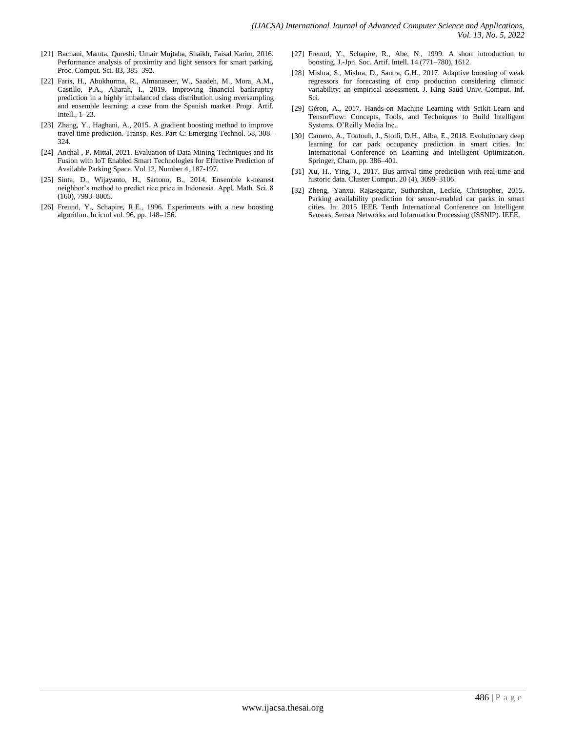[21] Bachani, Mamta, Qureshi, Umair Mujtaba, Shaikh, Faisal Karim, 2016. Performance analysis of proximity and light sensors for smart parking. Proc. Comput. Sci. 83, 385–392.

[22] Faris, H., Abukhurma, R., Almanaseer, W., Saadeh, M., Mora, A.M., Castillo, P.A., Aljarah, I., 2019. Improving financial bankruptcy prediction in a highly imbalanced class distribution using oversampling and ensemble learning: a case from the Spanish market. Progr. Artif. Intell., 1–23.

[23] Zhang, Y., Haghani, A., 2015. A gradient boosting method to improve travel time prediction. Transp. Res. Part C: Emerging Technol. 58, 308–324.

[24] Anchal , P. Mittal, 2021. Evaluation of Data Mining Techniques and Its Fusion with IoT Enabled Smart Technologies for Effective Prediction of Available Parking Space. Vol 12, Number 4, 187-197.

[25] Sinta, D., Wijayanto, H., Sartono, B., 2014. Ensemble k-nearest neighbor's method to predict rice price in Indonesia. Appl. Math. Sci. 8 (160), 7993–8005.

[26] Freund, Y., Schapire, R.E., 1996. Experiments with a new boosting algorithm. In icml vol. 96, pp. 148–156.

[27] Freund, Y., Schapire, R., Abe, N., 1999. A short introduction to boosting. J.-Jpn. Soc. Artif. Intell. 14 (771–780), 1612.

[28] Mishra, S., Mishra, D., Santra, G.H., 2017. Adaptive boosting of weak regressors for forecasting of crop production considering climatic variability: an empirical assessment. J. King Saud Univ.-Comput. Inf. Sci.

[29] Géron, A., 2017. Hands-on Machine Learning with Scikit-Learn and TensorFlow: Concepts, Tools, and Techniques to Build Intelligent Systems. O'Reilly Media Inc..

[30] Camero, A., Toutouh, J., Stolfi, D.H., Alba, E., 2018. Evolutionary deep learning for car park occupancy prediction in smart cities. In: International Conference on Learning and Intelligent Optimization. Springer, Cham, pp. 386–401.

[31] Xu, H., Ying, J., 2017. Bus arrival time prediction with real-time and historic data. Cluster Comput. 20 (4), 3099–3106.

[32] Zheng, Yanxu, Rajasegarar, Sutharshan, Leckie, Christopher, 2015. Parking availability prediction for sensor-enabled car parks in smart cities. In: 2015 IEEE Tenth International Conference on Intelligent Sensors, Sensor Networks and Information Processing (ISSNIP). IEEE.